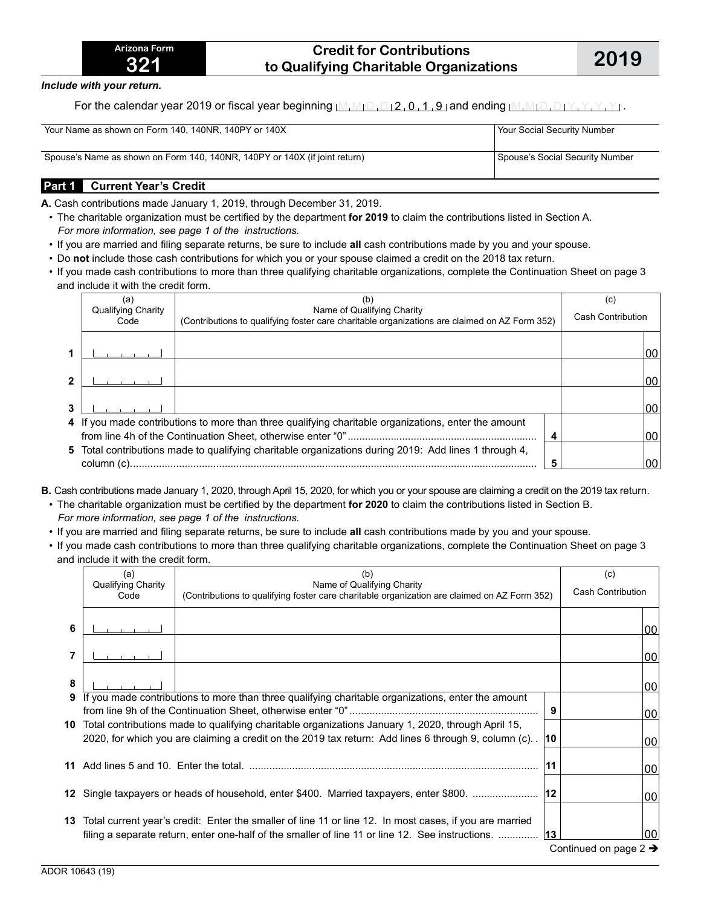**Arizona Form 321**

# Credit for Contributions to Qualifying Charitable Organizations

**2019**

*Include with your return.*

For the calendar year 2019 or fiscal year beginning M M D D 2 0 1 9 and ending M M D D Y Y Y Y .

| Your Name as shown on Form 140, 140NR, 140PY or 140X | Your Social Security Number |
|---|---|
| Spouse's Name as shown on Form 140, 140NR, 140PY or 140X (if joint return) | Spouse's Social Security Number |

## Part 1 Current Year's Credit

**A.** Cash contributions made January 1, 2019, through December 31, 2019.

- The charitable organization must be certified by the department **for 2019** to claim the contributions listed in Section A. *For more information, see page 1 of the instructions.*
- If you are married and filing separate returns, be sure to include **all** cash contributions made by you and your spouse.
- Do **not** include those cash contributions for which you or your spouse claimed a credit on the 2018 tax return.
- If you made cash contributions to more than three qualifying charitable organizations, complete the Continuation Sheet on page 3 and include it with the credit form.

| | (a) Qualifying Charity Code | (b) Name of Qualifying Charity (Contributions to qualifying foster care charitable organizations are claimed on AZ Form 352) | | (c) Cash Contribution |
|---|---|---|---|---|
| 1 | | | | 00 |
| 2 | | | | 00 |
| 3 | | | | 00 |
| 4 | If you made contributions to more than three qualifying charitable organizations, enter the amount from line 4h of the Continuation Sheet, otherwise enter "0" | | 4 | 00 |
| 5 | Total contributions made to qualifying charitable organizations during 2019: Add lines 1 through 4, column (c). | | 5 | 00 |

**B.** Cash contributions made January 1, 2020, through April 15, 2020, for which you or your spouse are claiming a credit on the 2019 tax return.

- The charitable organization must be certified by the department **for 2020** to claim the contributions listed in Section B. *For more information, see page 1 of the instructions.*
- If you are married and filing separate returns, be sure to include **all** cash contributions made by you and your spouse.
- If you made cash contributions to more than three qualifying charitable organizations, complete the Continuation Sheet on page 3 and include it with the credit form.

| | (a) Qualifying Charity Code | (b) Name of Qualifying Charity (Contributions to qualifying foster care charitable organization are claimed on AZ Form 352) | | (c) Cash Contribution |
|---|---|---|---|---|
| 6 | | | | 00 |
| 7 | | | | 00 |
| 8 | | | | 00 |
| 9 | If you made contributions to more than three qualifying charitable organizations, enter the amount from line 9h of the Continuation Sheet, otherwise enter "0" | | 9 | 00 |
| 10 | Total contributions made to qualifying charitable organizations January 1, 2020, through April 15, 2020, for which you are claiming a credit on the 2019 tax return: Add lines 6 through 9, column (c). | | 10 | 00 |
| 11 | Add lines 5 and 10. Enter the total. | | 11 | 00 |
| 12 | Single taxpayers or heads of household, enter $400. Married taxpayers, enter $800. | | 12 | 00 |
| 13 | Total current year's credit: Enter the smaller of line 11 or line 12. In most cases, if you are married filing a separate return, enter one-half of the smaller of line 11 or line 12. See instructions. | | 13 | 00 |

Continued on page 2 ➔

ADOR 10643 (19)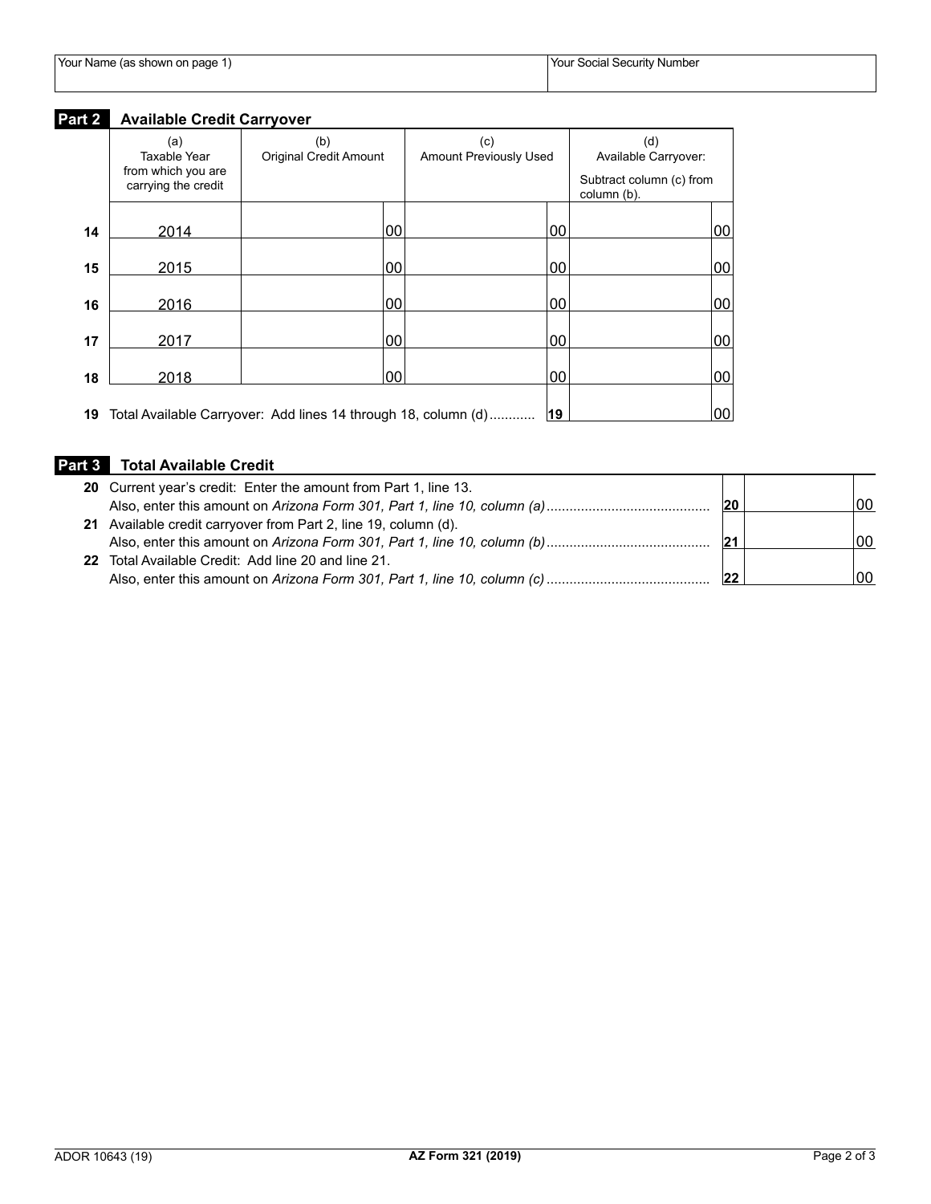| Your Name (as shown on page 1) | Your Social Security Number |
|---|---|
| | |

## Part 2 Available Credit Carryover

| | (a) Taxable Year from which you are carrying the credit | (b) Original Credit Amount | (c) Amount Previously Used | (d) Available Carryover: Subtract column (c) from column (b). |
|---|---|---|---|---|
| 14 | 2014 | 00 | 00 | 00 |
| 15 | 2015 | 00 | 00 | 00 |
| 16 | 2016 | 00 | 00 | 00 |
| 17 | 2017 | 00 | 00 | 00 |
| 18 | 2018 | 00 | 00 | 00 |
| 19 | Total Available Carryover: Add lines 14 through 18, column (d)........... | | 19 | 00 |

## Part 3 Total Available Credit

| | | | |
|---|---|---|---|
| 20 | Current year's credit: Enter the amount from Part 1, line 13. Also, enter this amount on *Arizona Form 301, Part 1, line 10, column (a)*.......................................... | 20 | 00 |
| 21 | Available credit carryover from Part 2, line 19, column (d). Also, enter this amount on *Arizona Form 301, Part 1, line 10, column (b)*.......................................... | 21 | 00 |
| 22 | Total Available Credit: Add line 20 and line 21. Also, enter this amount on *Arizona Form 301, Part 1, line 10, column (c)*.......................................... | 22 | 00 |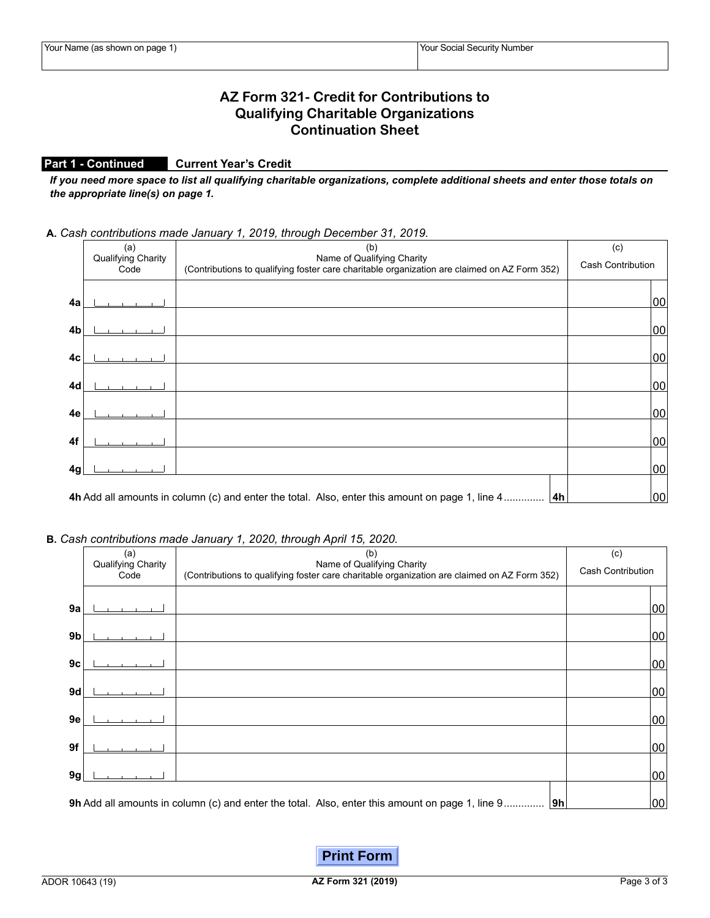| Your Name (as shown on page 1) | Your Social Security Number |
|---|---|
| | |

# AZ Form 321- Credit for Contributions to Qualifying Charitable Organizations Continuation Sheet

## Part 1 - Continued Current Year's Credit

***If you need more space to list all qualifying charitable organizations, complete additional sheets and enter those totals on the appropriate line(s) on page 1.***

**A.** *Cash contributions made January 1, 2019, through December 31, 2019.*

| | (a) Qualifying Charity Code | (b) Name of Qualifying Charity (Contributions to qualifying foster care charitable organization are claimed on AZ Form 352) | (c) Cash Contribution |
|---|---|---|---|
| 4a | | | 00 |
| 4b | | | 00 |
| 4c | | | 00 |
| 4d | | | 00 |
| 4e | | | 00 |
| 4f | | | 00 |
| 4g | | | 00 |

**4h** Add all amounts in column (c) and enter the total. Also, enter this amount on page 1, line 4 ............. **4h** 00

**B.** *Cash contributions made January 1, 2020, through April 15, 2020.*

| | (a) Qualifying Charity Code | (b) Name of Qualifying Charity (Contributions to qualifying foster care charitable organization are claimed on AZ Form 352) | (c) Cash Contribution |
|---|---|---|---|
| 9a | | | 00 |
| 9b | | | 00 |
| 9c | | | 00 |
| 9d | | | 00 |
| 9e | | | 00 |
| 9f | | | 00 |
| 9g | | | 00 |

**9h** Add all amounts in column (c) and enter the total. Also, enter this amount on page 1, line 9 ............. **9h** 00

Print Form

ADOR 10643 (19) **AZ Form 321 (2019)**